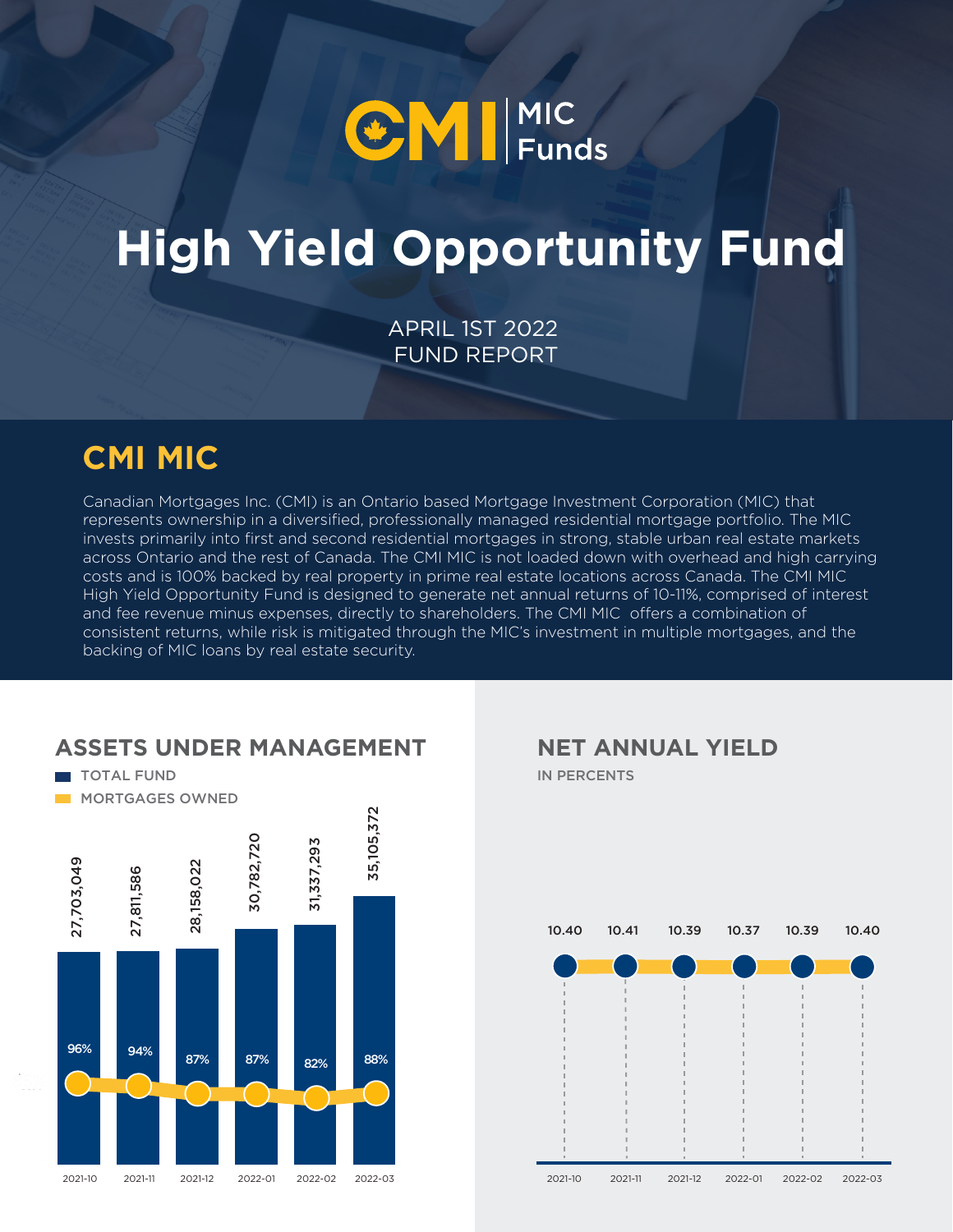# CMI | MIC Funds

# High Yield Opportunity Fund

APRIL 1ST 2022
FUND REPORT

## CMI MIC

Canadian Mortgages Inc. (CMI) is an Ontario based Mortgage Investment Corporation (MIC) that represents ownership in a diversified, professionally managed residential mortgage portfolio. The MIC invests primarily into first and second residential mortgages in strong, stable urban real estate markets across Ontario and the rest of Canada. The CMI MIC is not loaded down with overhead and high carrying costs and is 100% backed by real property in prime real estate locations across Canada. The CMI MIC High Yield Opportunity Fund is designed to generate net annual returns of 10-11%, comprised of interest and fee revenue minus expenses, directly to shareholders. The CMI MIC offers a combination of consistent returns, while risk is mitigated through the MIC's investment in multiple mortgages, and the backing of MIC loans by real estate security.

### ASSETS UNDER MANAGEMENT

TOTAL FUND
MORTGAGES OWNED

| Month | Total Fund | Mortgages Owned |
|---|---|---|
| 2021-10 | 27,703,049 | 96% |
| 2021-11 | 27,811,586 | 94% |
| 2021-12 | 28,158,022 | 87% |
| 2022-01 | 30,782,720 | 87% |
| 2022-02 | 31,337,293 | 82% |
| 2022-03 | 35,105,372 | 88% |

### NET ANNUAL YIELD

IN PERCENTS

| Month | Net Annual Yield |
|---|---|
| 2021-10 | 10.40 |
| 2021-11 | 10.41 |
| 2021-12 | 10.39 |
| 2022-01 | 10.37 |
| 2022-02 | 10.39 |
| 2022-03 | 10.40 |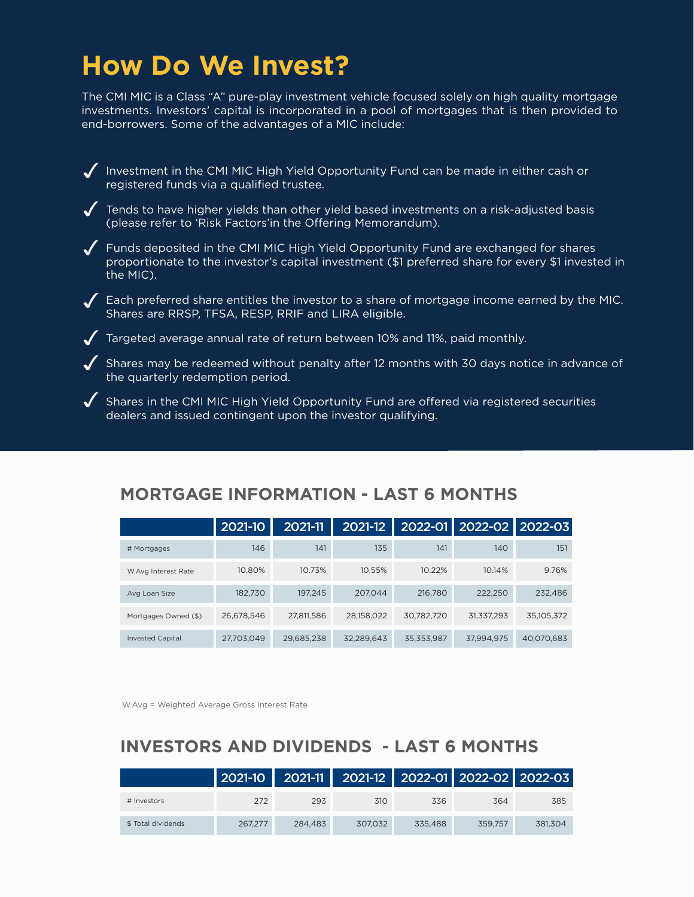# How Do We Invest?

The CMI MIC is a Class "A" pure-play investment vehicle focused solely on high quality mortgage investments. Investors' capital is incorporated in a pool of mortgages that is then provided to end-borrowers. Some of the advantages of a MIC include:

- ✓ Investment in the CMI MIC High Yield Opportunity Fund can be made in either cash or registered funds via a qualified trustee.
- ✓ Tends to have higher yields than other yield based investments on a risk-adjusted basis (please refer to 'Risk Factors'in the Offering Memorandum).
- ✓ Funds deposited in the CMI MIC High Yield Opportunity Fund are exchanged for shares proportionate to the investor's capital investment ($1 preferred share for every $1 invested in the MIC).
- ✓ Each preferred share entitles the investor to a share of mortgage income earned by the MIC. Shares are RRSP, TFSA, RESP, RRIF and LIRA eligible.
- ✓ Targeted average annual rate of return between 10% and 11%, paid monthly.
- ✓ Shares may be redeemed without penalty after 12 months with 30 days notice in advance of the quarterly redemption period.
- ✓ Shares in the CMI MIC High Yield Opportunity Fund are offered via registered securities dealers and issued contingent upon the investor qualifying.

## MORTGAGE INFORMATION - LAST 6 MONTHS

| | 2021-10 | 2021-11 | 2021-12 | 2022-01 | 2022-02 | 2022-03 |
|---|---|---|---|---|---|---|
| # Mortgages | 146 | 141 | 135 | 141 | 140 | 151 |
| W.Avg Interest Rate | 10.80% | 10.73% | 10.55% | 10.22% | 10.14% | 9.76% |
| Avg Loan Size | 182,730 | 197,245 | 207,044 | 216,780 | 222,250 | 232,486 |
| Mortgages Owned ($) | 26,678,546 | 27,811,586 | 28,158,022 | 30,782,720 | 31,337,293 | 35,105,372 |
| Invested Capital | 27,703,049 | 29,685,238 | 32,289,643 | 35,353,987 | 37,994,975 | 40,070,683 |

W.Avg = Weighted Average Gross Interest Rate

## INVESTORS AND DIVIDENDS - LAST 6 MONTHS

| | 2021-10 | 2021-11 | 2021-12 | 2022-01 | 2022-02 | 2022-03 |
|---|---|---|---|---|---|---|
| # Investors | 272 | 293 | 310 | 336 | 364 | 385 |
| $ Total dividends | 267,277 | 284,483 | 307,032 | 335,488 | 359,757 | 381,304 |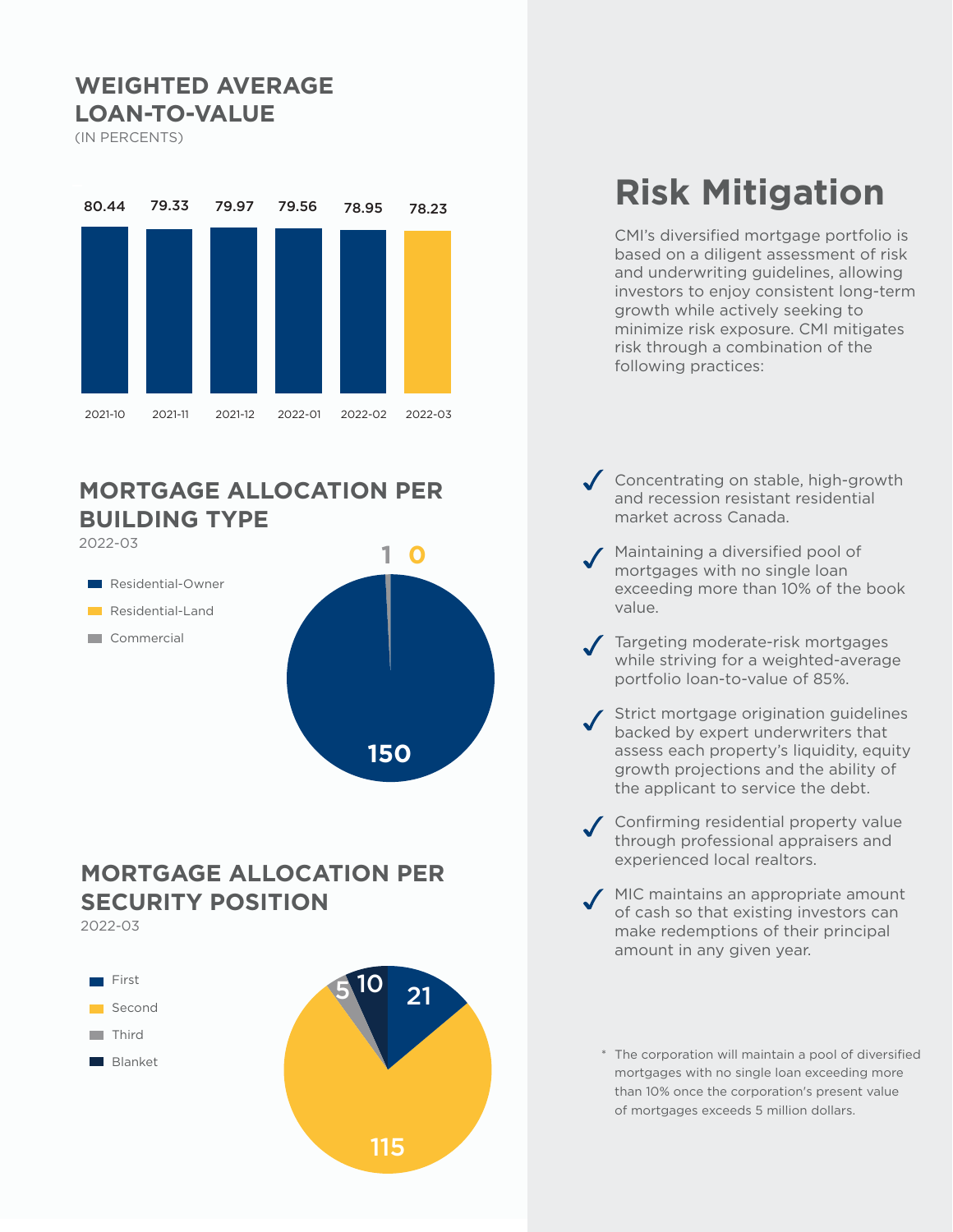## WEIGHTED AVERAGE LOAN-TO-VALUE

(IN PERCENTS)

| 2021-10 | 2021-11 | 2021-12 | 2022-01 | 2022-02 | 2022-03 |
|---|---|---|---|---|---|
| 80.44 | 79.33 | 79.97 | 79.56 | 78.95 | 78.23 |

## MORTGAGE ALLOCATION PER BUILDING TYPE

2022-03

| Building Type | Count |
|---|---|
| Residential-Owner | 150 |
| Residential-Land | 0 |
| Commercial | 1 |

## MORTGAGE ALLOCATION PER SECURITY POSITION

2022-03

| Security Position | Count |
|---|---|
| First | 21 |
| Second | 115 |
| Third | 5 |
| Blanket | 10 |

# Risk Mitigation

CMI's diversified mortgage portfolio is based on a diligent assessment of risk and underwriting guidelines, allowing investors to enjoy consistent long-term growth while actively seeking to minimize risk exposure. CMI mitigates risk through a combination of the following practices:

- ✓ Concentrating on stable, high-growth and recession resistant residential market across Canada.
- ✓ Maintaining a diversified pool of mortgages with no single loan exceeding more than 10% of the book value.
- ✓ Targeting moderate-risk mortgages while striving for a weighted-average portfolio loan-to-value of 85%.
- ✓ Strict mortgage origination guidelines backed by expert underwriters that assess each property's liquidity, equity growth projections and the ability of the applicant to service the debt.
- ✓ Confirming residential property value through professional appraisers and experienced local realtors.
- ✓ MIC maintains an appropriate amount of cash so that existing investors can make redemptions of their principal amount in any given year.

\* The corporation will maintain a pool of diversified mortgages with no single loan exceeding more than 10% once the corporation's present value of mortgages exceeds 5 million dollars.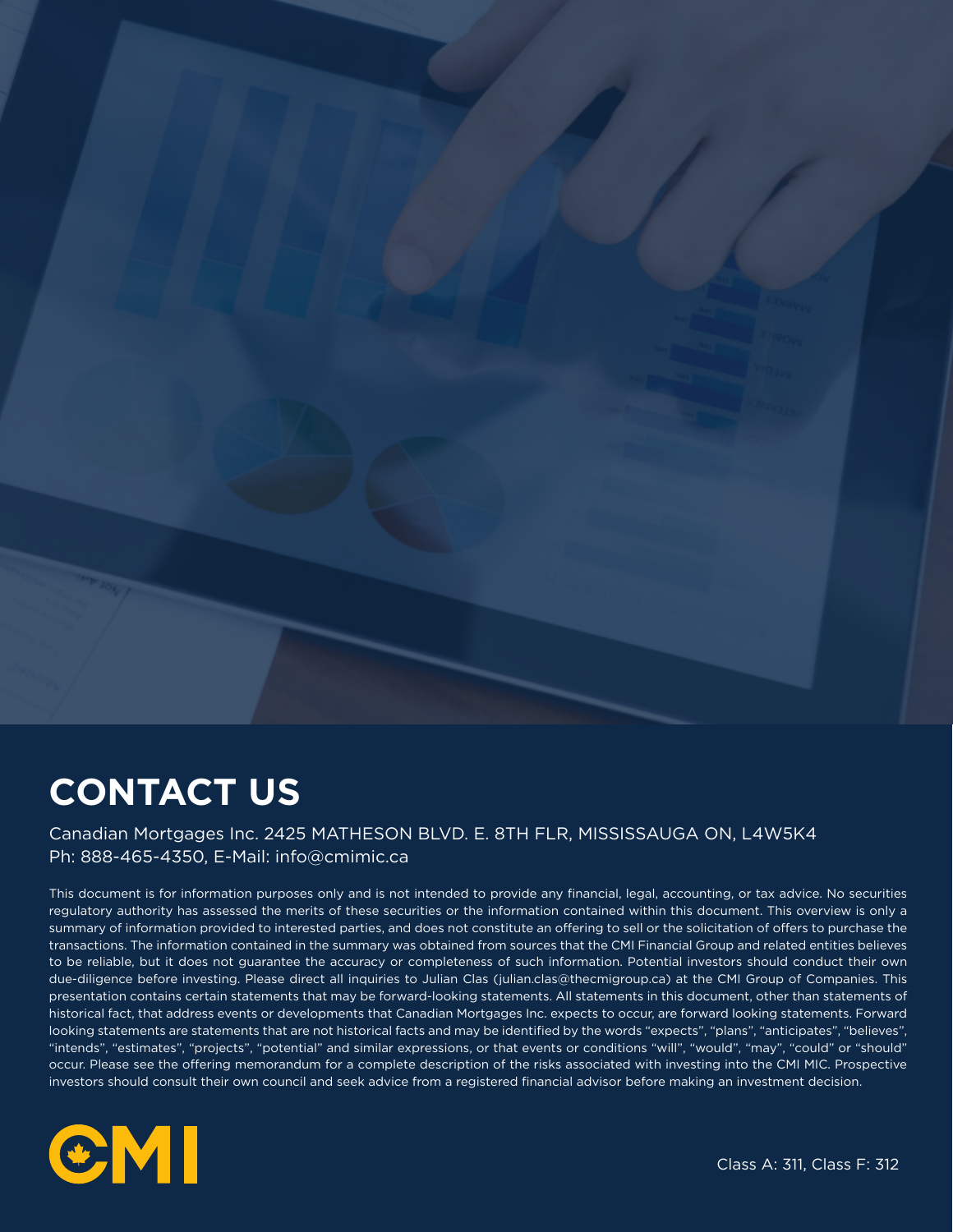# CONTACT US

Canadian Mortgages Inc. 2425 MATHESON BLVD. E. 8TH FLR, MISSISSAUGA ON, L4W5K4
Ph: 888-465-4350, E-Mail: info@cmimic.ca

This document is for information purposes only and is not intended to provide any financial, legal, accounting, or tax advice. No securities regulatory authority has assessed the merits of these securities or the information contained within this document. This overview is only a summary of information provided to interested parties, and does not constitute an offering to sell or the solicitation of offers to purchase the transactions. The information contained in the summary was obtained from sources that the CMI Financial Group and related entities believes to be reliable, but it does not guarantee the accuracy or completeness of such information. Potential investors should conduct their own due-diligence before investing. Please direct all inquiries to Julian Clas (julian.clas@thecmigroup.ca) at the CMI Group of Companies. This presentation contains certain statements that may be forward-looking statements. All statements in this document, other than statements of historical fact, that address events or developments that Canadian Mortgages Inc. expects to occur, are forward looking statements. Forward looking statements are statements that are not historical facts and may be identified by the words "expects", "plans", "anticipates", "believes", "intends", "estimates", "projects", "potential" and similar expressions, or that events or conditions "will", "would", "may", "could" or "should" occur. Please see the offering memorandum for a complete description of the risks associated with investing into the CMI MIC. Prospective investors should consult their own council and seek advice from a registered financial advisor before making an investment decision.

CMI

Class A: 311, Class F: 312